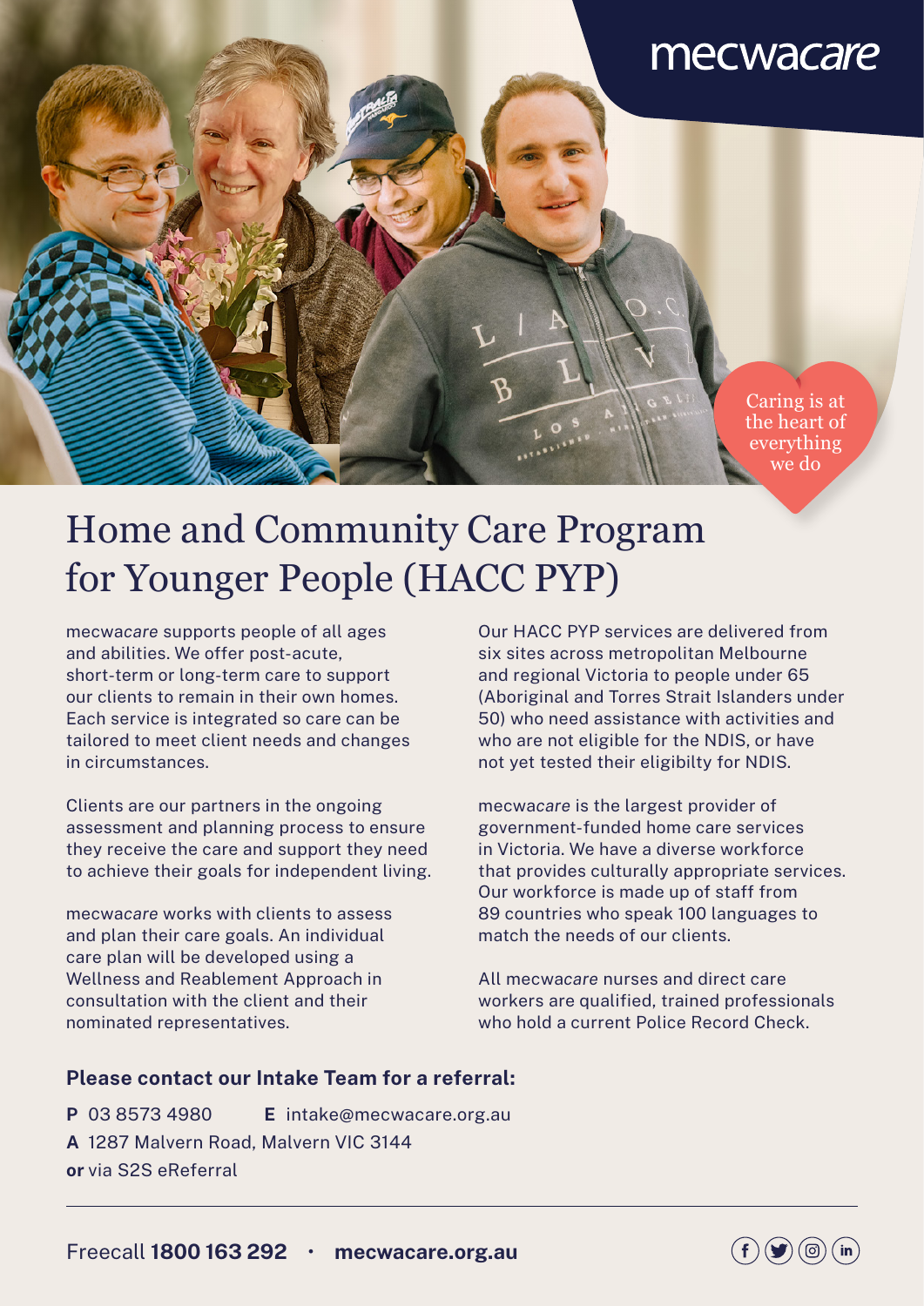mecwacare

Caring is at the heart of everything we do

# Home and Community Care Program for Younger People (HACC PYP)

mecwa*care* supports people of all ages and abilities. We offer post-acute, short-term or long-term care to support our clients to remain in their own homes. Each service is integrated so care can be tailored to meet client needs and changes in circumstances.

Clients are our partners in the ongoing assessment and planning process to ensure they receive the care and support they need to achieve their goals for independent living.

mecwa*care* works with clients to assess and plan their care goals. An individual care plan will be developed using a Wellness and Reablement Approach in consultation with the client and their nominated representatives.

Our HACC PYP services are delivered from six sites across metropolitan Melbourne and regional Victoria to people under 65 (Aboriginal and Torres Strait Islanders under 50) who need assistance with activities and who are not eligible for the NDIS, or have not yet tested their eligibilty for NDIS.

mecwa*care* is the largest provider of government-funded home care services in Victoria. We have a diverse workforce that provides culturally appropriate services. Our workforce is made up of staff from 89 countries who speak 100 languages to match the needs of our clients.

All mecwa*care* nurses and direct care workers are qualified, trained professionals who hold a current Police Record Check.

**Please contact our Intake Team for a referral:**

**P** 03 8573 4980 **E** intake@mecwacare.org.au
**A** 1287 Malvern Road, Malvern VIC 3144
**or** via S2S eReferral

Freecall **1800 163 292** · **mecwacare.org.au**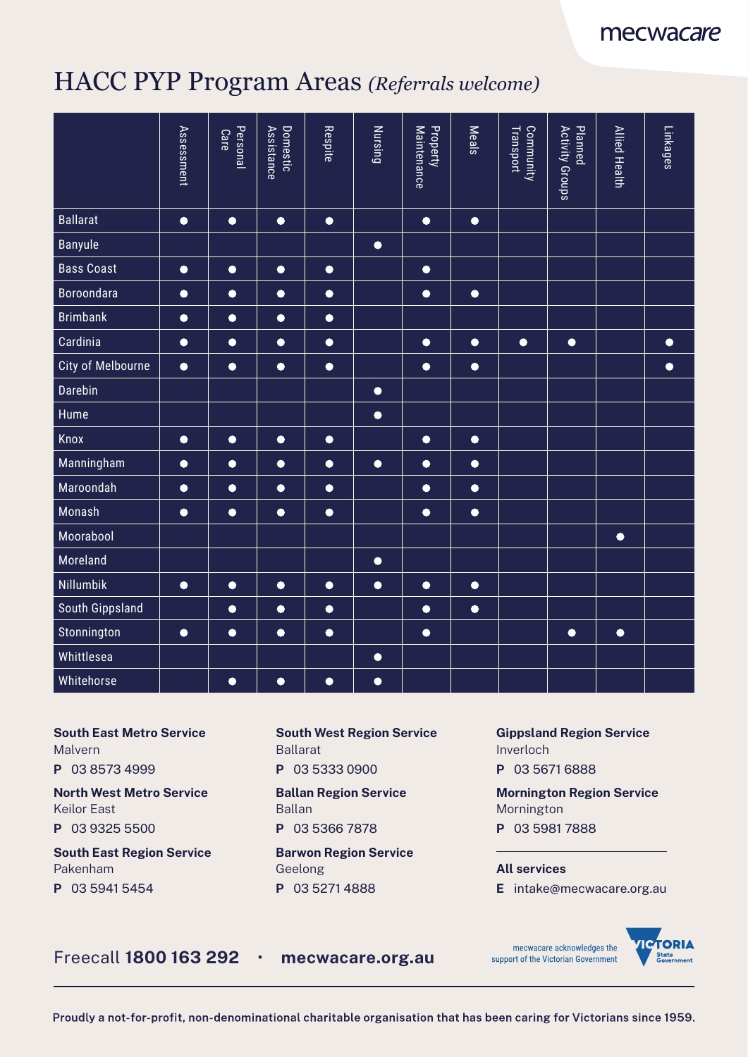# HACC PYP Program Areas *(Referrals welcome)*

| | Assessment | Personal Care | Domestic Assistance | Respite | Nursing | Property Maintenance | Meals | Community Transport | Planned Activity Groups | Allied Health | Linkages |
|---|---|---|---|---|---|---|---|---|---|---|---|
| Ballarat | ● | ● | ● | ● | | ● | ● | | | | |
| Banyule | | | | | ● | | | | | | |
| Bass Coast | ● | ● | ● | ● | | ● | | | | | |
| Boroondara | ● | ● | ● | ● | | ● | ● | | | | |
| Brimbank | ● | ● | ● | ● | | | | | | | |
| Cardinia | ● | ● | ● | ● | | ● | ● | ● | ● | | ● |
| City of Melbourne | ● | ● | ● | ● | | ● | ● | | | | ● |
| Darebin | | | | | ● | | | | | | |
| Hume | | | | | ● | | | | | | |
| Knox | ● | ● | ● | ● | | ● | ● | | | | |
| Manningham | ● | ● | ● | ● | ● | ● | ● | | | | |
| Maroondah | ● | ● | ● | ● | | ● | ● | | | | |
| Monash | ● | ● | ● | ● | | ● | ● | | | | |
| Moorabool | | | | | | | | | | ● | |
| Moreland | | | | | ● | | | | | | |
| Nillumbik | ● | ● | ● | ● | ● | ● | ● | | | | |
| South Gippsland | | ● | ● | ● | | ● | ● | | | | |
| Stonnington | ● | ● | ● | ● | | ● | | | ● | ● | |
| Whittlesea | | | | | ● | | | | | | |
| Whitehorse | | ● | ● | ● | ● | | | | | | |

**South East Metro Service**
Malvern
**P** 03 8573 4999

**North West Metro Service**
Keilor East
**P** 03 9325 5500

**South East Region Service**
Pakenham
**P** 03 5941 5454

**South West Region Service**
Ballarat
**P** 03 5333 0900

**Ballan Region Service**
Ballan
**P** 03 5366 7878

**Barwon Region Service**
Geelong
**P** 03 5271 4888

**Gippsland Region Service**
Inverloch
**P** 03 5671 6888

**Mornington Region Service**
Mornington
**P** 03 5981 7888

**All services**
**E** intake@mecwacare.org.au

Freecall **1800 163 292** · **mecwacare.org.au**

mecwacare acknowledges the support of the Victorian Government

Proudly a not-for-profit, non-denominational charitable organisation that has been caring for Victorians since 1959.